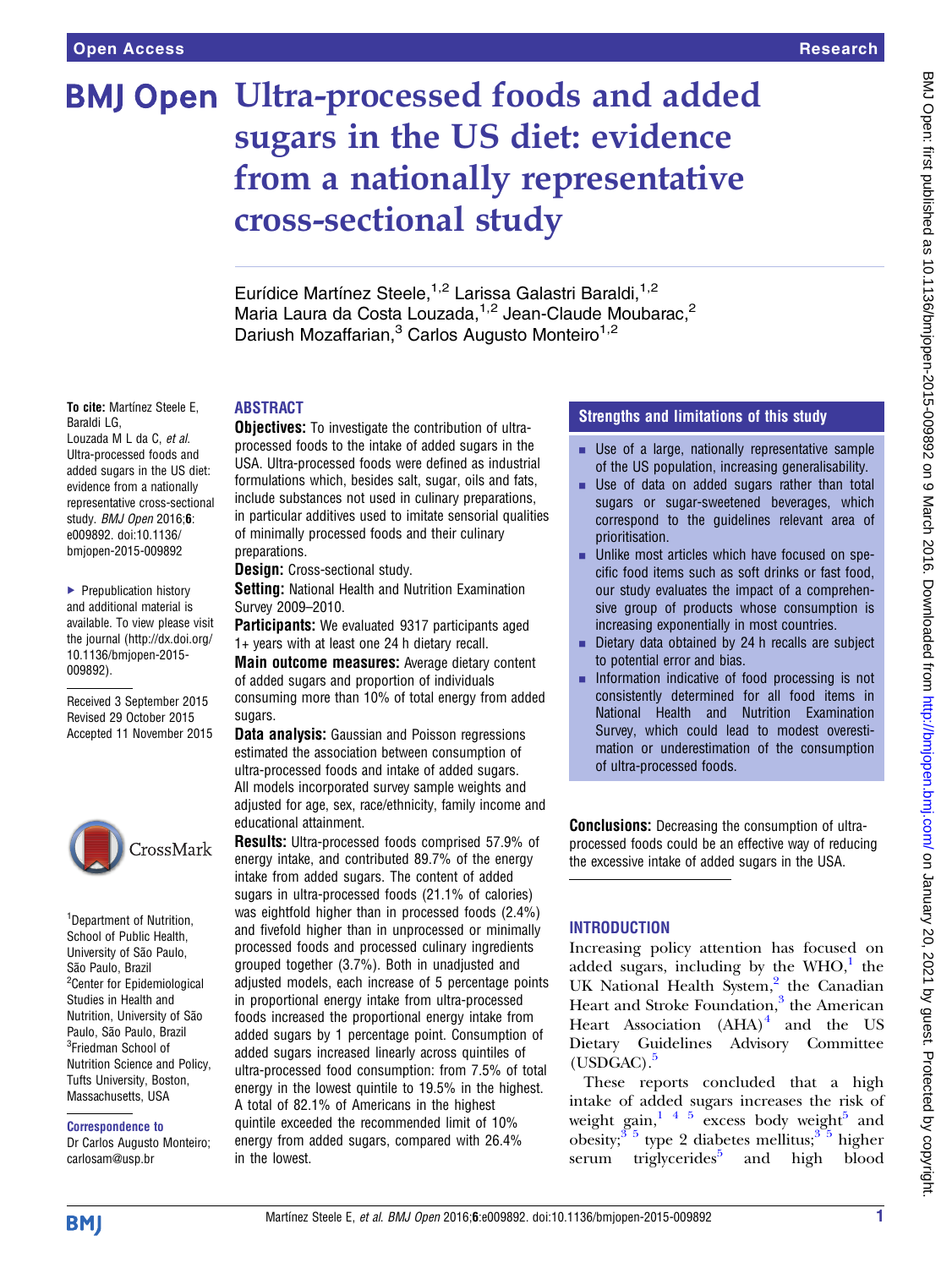# Ultra-processed foods and added sugars in the US diet: evidence from a nationally representative cross-sectional study

Eurídice Martínez Steele,[1,2] Larissa Galastri Baraldi,[1,2] Maria Laura da Costa Louzada,[1,2] Jean-Claude Moubarac,[2] Dariush Mozaffarian,[3] Carlos Augusto Monteiro[1,2]

**To cite:** Martínez Steele E, Baraldi LG, Louzada M L da C, *et al*. Ultra-processed foods and added sugars in the US diet: evidence from a nationally representative cross-sectional study. *BMJ Open* 2016;**6**: e009892. doi:10.1136/bmjopen-2015-009892

- Prepublication history and additional material is available. To view please visit the journal (http://dx.doi.org/10.1136/bmjopen-2015-009892).

Received 3 September 2015
Revised 29 October 2015
Accepted 11 November 2015

[1]Department of Nutrition, School of Public Health, University of São Paulo, São Paulo, Brazil
[2]Center for Epidemiological Studies in Health and Nutrition, University of São Paulo, São Paulo, Brazil
[3]Friedman School of Nutrition Science and Policy, Tufts University, Boston, Massachusetts, USA

**Correspondence to**
Dr Carlos Augusto Monteiro; carlosam@usp.br

## ABSTRACT

**Objectives:** To investigate the contribution of ultra-processed foods to the intake of added sugars in the USA. Ultra-processed foods were defined as industrial formulations which, besides salt, sugar, oils and fats, include substances not used in culinary preparations, in particular additives used to imitate sensorial qualities of minimally processed foods and their culinary preparations.

**Design:** Cross-sectional study.

**Setting:** National Health and Nutrition Examination Survey 2009–2010.

**Participants:** We evaluated 9317 participants aged 1+ years with at least one 24 h dietary recall.

**Main outcome measures:** Average dietary content of added sugars and proportion of individuals consuming more than 10% of total energy from added sugars.

**Data analysis:** Gaussian and Poisson regressions estimated the association between consumption of ultra-processed foods and intake of added sugars. All models incorporated survey sample weights and adjusted for age, sex, race/ethnicity, family income and educational attainment.

**Results:** Ultra-processed foods comprised 57.9% of energy intake, and contributed 89.7% of the energy intake from added sugars. The content of added sugars in ultra-processed foods (21.1% of calories) was eightfold higher than in processed foods (2.4%) and fivefold higher than in unprocessed or minimally processed foods and processed culinary ingredients grouped together (3.7%). Both in unadjusted and adjusted models, each increase of 5 percentage points in proportional energy intake from ultra-processed foods increased the proportional energy intake from added sugars by 1 percentage point. Consumption of added sugars increased linearly across quintiles of ultra-processed food consumption: from 7.5% of total energy in the lowest quintile to 19.5% in the highest. A total of 82.1% of Americans in the highest quintile exceeded the recommended limit of 10% energy from added sugars, compared with 26.4% in the lowest.

**Conclusions:** Decreasing the consumption of ultra-processed foods could be an effective way of reducing the excessive intake of added sugars in the USA.

## Strengths and limitations of this study

- Use of a large, nationally representative sample of the US population, increasing generalisability.
- Use of data on added sugars rather than total sugars or sugar-sweetened beverages, which correspond to the guidelines relevant area of prioritisation.
- Unlike most articles which have focused on specific food items such as soft drinks or fast food, our study evaluates the impact of a comprehensive group of products whose consumption is increasing exponentially in most countries.
- Dietary data obtained by 24 h recalls are subject to potential error and bias.
- Information indicative of food processing is not consistently determined for all food items in National Health and Nutrition Examination Survey, which could lead to modest overestimation or underestimation of the consumption of ultra-processed foods.

## INTRODUCTION

Increasing policy attention has focused on added sugars, including by the WHO,[1] the UK National Health System,[2] the Canadian Heart and Stroke Foundation,[3] the American Heart Association (AHA)[4] and the US Dietary Guidelines Advisory Committee (USDGAC).[5]

These reports concluded that a high intake of added sugars increases the risk of weight gain,[1 4 5] excess body weight[5] and obesity;[3 5] type 2 diabetes mellitus;[3 5] higher serum triglycerides[5] and high blood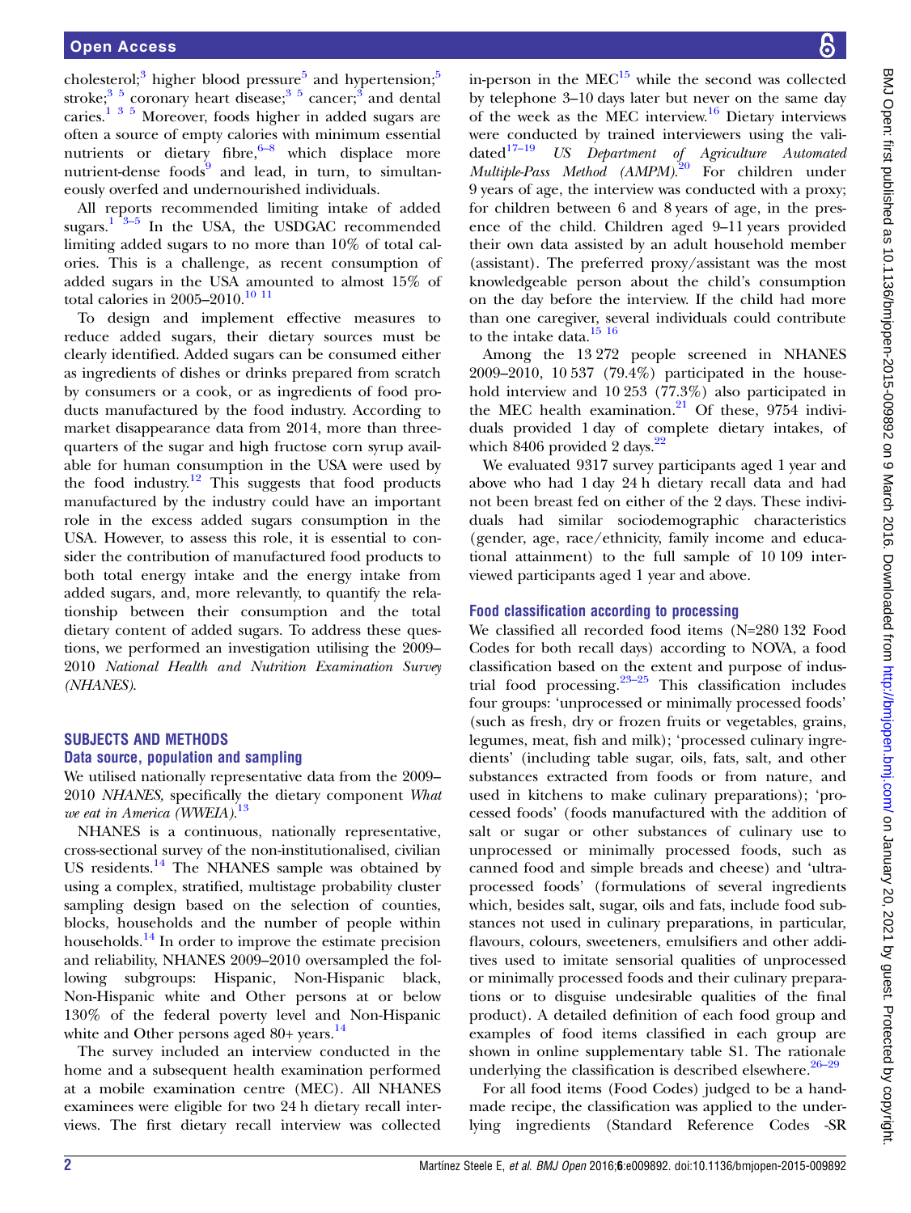cholesterol;[3] higher blood pressure[5] and hypertension;[5] stroke;[3 5] coronary heart disease;[3 5] cancer;[3] and dental caries.[1 3 5] Moreover, foods higher in added sugars are often a source of empty calories with minimum essential nutrients or dietary fibre,[6–8] which displace more nutrient-dense foods[9] and lead, in turn, to simultaneously overfed and undernourished individuals.

All reports recommended limiting intake of added sugars.[1 3–5] In the USA, the USDGAC recommended limiting added sugars to no more than 10% of total calories. This is a challenge, as recent consumption of added sugars in the USA amounted to almost 15% of total calories in 2005–2010.[10 11]

To design and implement effective measures to reduce added sugars, their dietary sources must be clearly identified. Added sugars can be consumed either as ingredients of dishes or drinks prepared from scratch by consumers or a cook, or as ingredients of food products manufactured by the food industry. According to market disappearance data from 2014, more than three-quarters of the sugar and high fructose corn syrup available for human consumption in the USA were used by the food industry.[12] This suggests that food products manufactured by the industry could have an important role in the excess added sugars consumption in the USA. However, to assess this role, it is essential to consider the contribution of manufactured food products to both total energy intake and the energy intake from added sugars, and, more relevantly, to quantify the relationship between their consumption and the total dietary content of added sugars. To address these questions, we performed an investigation utilising the 2009–2010 *National Health and Nutrition Examination Survey (NHANES)*.

## SUBJECTS AND METHODS

### Data source, population and sampling

We utilised nationally representative data from the 2009–2010 *NHANES*, specifically the dietary component *What we eat in America (WWEIA)*.[13]

NHANES is a continuous, nationally representative, cross-sectional survey of the non-institutionalised, civilian US residents.[14] The NHANES sample was obtained by using a complex, stratified, multistage probability cluster sampling design based on the selection of counties, blocks, households and the number of people within households.[14] In order to improve the estimate precision and reliability, NHANES 2009–2010 oversampled the following subgroups: Hispanic, Non-Hispanic black, Non-Hispanic white and Other persons at or below 130% of the federal poverty level and Non-Hispanic white and Other persons aged 80+ years.[14]

The survey included an interview conducted in the home and a subsequent health examination performed at a mobile examination centre (MEC). All NHANES examinees were eligible for two 24 h dietary recall interviews. The first dietary recall interview was collected in-person in the MEC[15] while the second was collected by telephone 3–10 days later but never on the same day of the week as the MEC interview.[16] Dietary interviews were conducted by trained interviewers using the validated[17–19] *US Department of Agriculture Automated Multiple-Pass Method (AMPM)*.[20] For children under 9 years of age, the interview was conducted with a proxy; for children between 6 and 8 years of age, in the presence of the child. Children aged 9–11 years provided their own data assisted by an adult household member (assistant). The preferred proxy/assistant was the most knowledgeable person about the child's consumption on the day before the interview. If the child had more than one caregiver, several individuals could contribute to the intake data.[15 16]

Among the 13 272 people screened in NHANES 2009–2010, 10 537 (79.4%) participated in the household interview and 10 253 (77.3%) also participated in the MEC health examination.[21] Of these, 9754 individuals provided 1 day of complete dietary intakes, of which 8406 provided 2 days.[22]

We evaluated 9317 survey participants aged 1 year and above who had 1 day 24 h dietary recall data and had not been breast fed on either of the 2 days. These individuals had similar sociodemographic characteristics (gender, age, race/ethnicity, family income and educational attainment) to the full sample of 10 109 interviewed participants aged 1 year and above.

### Food classification according to processing

We classified all recorded food items (N=280 132 Food Codes for both recall days) according to NOVA, a food classification based on the extent and purpose of industrial food processing.[23–25] This classification includes four groups: 'unprocessed or minimally processed foods' (such as fresh, dry or frozen fruits or vegetables, grains, legumes, meat, fish and milk); 'processed culinary ingredients' (including table sugar, oils, fats, salt, and other substances extracted from foods or from nature, and used in kitchens to make culinary preparations); 'processed foods' (foods manufactured with the addition of salt or sugar or other substances of culinary use to unprocessed or minimally processed foods, such as canned food and simple breads and cheese) and 'ultra-processed foods' (formulations of several ingredients which, besides salt, sugar, oils and fats, include food substances not used in culinary preparations, in particular, flavours, colours, sweeteners, emulsifiers and other additives used to imitate sensorial qualities of unprocessed or minimally processed foods and their culinary preparations or to disguise undesirable qualities of the final product). A detailed definition of each food group and examples of food items classified in each group are shown in online supplementary table S1. The rationale underlying the classification is described elsewhere.[26–29]

For all food items (Food Codes) judged to be a handmade recipe, the classification was applied to the underlying ingredients (Standard Reference Codes -SR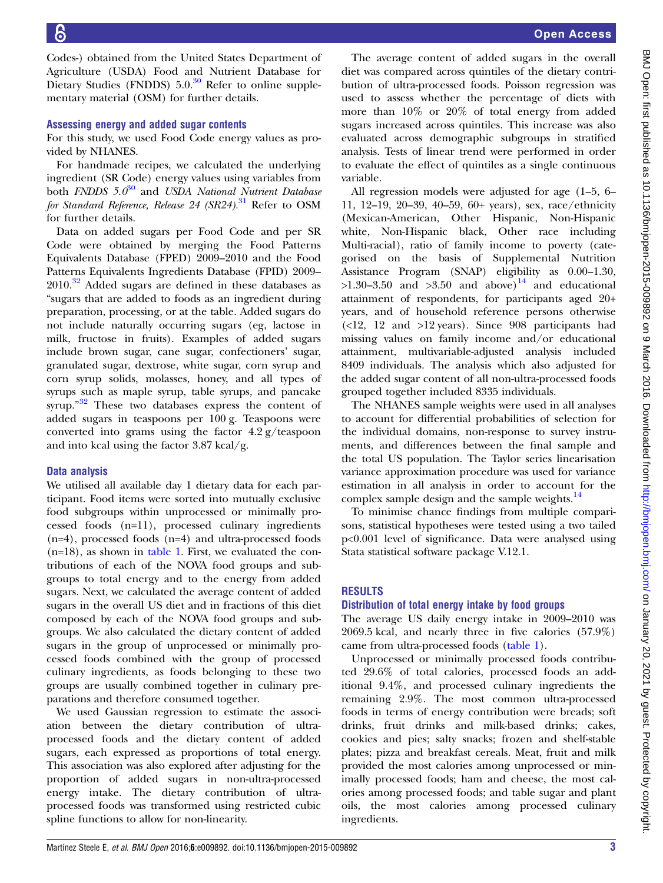Codes-) obtained from the United States Department of Agriculture (USDA) Food and Nutrient Database for Dietary Studies (FNDDS) 5.0.[30] Refer to online supplementary material (OSM) for further details.

### Assessing energy and added sugar contents

For this study, we used Food Code energy values as provided by NHANES.

For handmade recipes, we calculated the underlying ingredient (SR Code) energy values using variables from both *FNDDS 5.0*[30] and *USDA National Nutrient Database for Standard Reference, Release 24 (SR24)*.[31] Refer to OSM for further details.

Data on added sugars per Food Code and per SR Code were obtained by merging the Food Patterns Equivalents Database (FPED) 2009–2010 and the Food Patterns Equivalents Ingredients Database (FPID) 2009–2010.[32] Added sugars are defined in these databases as "sugars that are added to foods as an ingredient during preparation, processing, or at the table. Added sugars do not include naturally occurring sugars (eg, lactose in milk, fructose in fruits). Examples of added sugars include brown sugar, cane sugar, confectioners' sugar, granulated sugar, dextrose, white sugar, corn syrup and corn syrup solids, molasses, honey, and all types of syrups such as maple syrup, table syrups, and pancake syrup."[32] These two databases express the content of added sugars in teaspoons per 100 g. Teaspoons were converted into grams using the factor 4.2 g/teaspoon and into kcal using the factor 3.87 kcal/g.

### Data analysis

We utilised all available day 1 dietary data for each participant. Food items were sorted into mutually exclusive food subgroups within unprocessed or minimally processed foods (n=11), processed culinary ingredients (n=4), processed foods (n=4) and ultra-processed foods (n=18), as shown in table 1. First, we evaluated the contributions of each of the NOVA food groups and subgroups to total energy and to the energy from added sugars. Next, we calculated the average content of added sugars in the overall US diet and in fractions of this diet composed by each of the NOVA food groups and subgroups. We also calculated the dietary content of added sugars in the group of unprocessed or minimally processed foods combined with the group of processed culinary ingredients, as foods belonging to these two groups are usually combined together in culinary preparations and therefore consumed together.

We used Gaussian regression to estimate the association between the dietary contribution of ultra-processed foods and the dietary content of added sugars, each expressed as proportions of total energy. This association was also explored after adjusting for the proportion of added sugars in non-ultra-processed energy intake. The dietary contribution of ultra-processed foods was transformed using restricted cubic spline functions to allow for non-linearity.

The average content of added sugars in the overall diet was compared across quintiles of the dietary contribution of ultra-processed foods. Poisson regression was used to assess whether the percentage of diets with more than 10% or 20% of total energy from added sugars increased across quintiles. This increase was also evaluated across demographic subgroups in stratified analysis. Tests of linear trend were performed in order to evaluate the effect of quintiles as a single continuous variable.

All regression models were adjusted for age (1–5, 6–11, 12–19, 20–39, 40–59, 60+ years), sex, race/ethnicity (Mexican-American, Other Hispanic, Non-Hispanic white, Non-Hispanic black, Other race including Multi-racial), ratio of family income to poverty (categorised on the basis of Supplemental Nutrition Assistance Program (SNAP) eligibility as 0.00–1.30, >1.30–3.50 and >3.50 and above)[14] and educational attainment of respondents, for participants aged 20+ years, and of household reference persons otherwise (<12, 12 and >12 years). Since 908 participants had missing values on family income and/or educational attainment, multivariable-adjusted analysis included 8409 individuals. The analysis which also adjusted for the added sugar content of all non-ultra-processed foods grouped together included 8335 individuals.

The NHANES sample weights were used in all analyses to account for differential probabilities of selection for the individual domains, non-response to survey instruments, and differences between the final sample and the total US population. The Taylor series linearisation variance approximation procedure was used for variance estimation in all analysis in order to account for the complex sample design and the sample weights.[14]

To minimise chance findings from multiple comparisons, statistical hypotheses were tested using a two tailed $p<0.001$ level of significance. Data were analysed using Stata statistical software package V.12.1.

## RESULTS

### Distribution of total energy intake by food groups

The average US daily energy intake in 2009–2010 was 2069.5 kcal, and nearly three in five calories (57.9%) came from ultra-processed foods (table 1).

Unprocessed or minimally processed foods contributed 29.6% of total calories, processed foods an additional 9.4%, and processed culinary ingredients the remaining 2.9%. The most common ultra-processed foods in terms of energy contribution were breads; soft drinks, fruit drinks and milk-based drinks; cakes, cookies and pies; salty snacks; frozen and shelf-stable plates; pizza and breakfast cereals. Meat, fruit and milk provided the most calories among unprocessed or minimally processed foods; ham and cheese, the most calories among processed foods; and table sugar and plant oils, the most calories among processed culinary ingredients.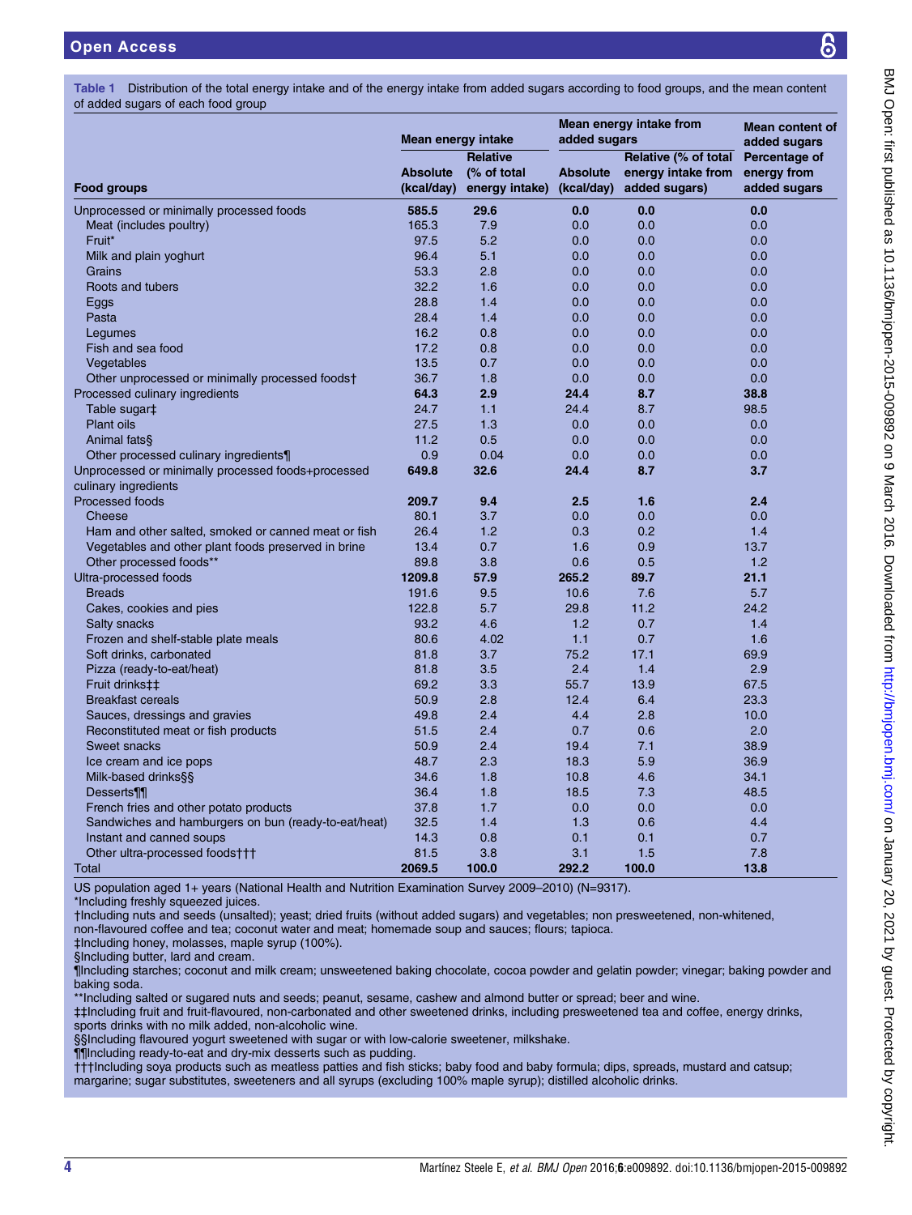**Table 1** Distribution of the total energy intake and of the energy intake from added sugars according to food groups, and the mean content of added sugars of each food group

| Food groups | Mean energy intake | | Mean energy intake from added sugars | | Mean content of added sugars |
|---|---|---|---|---|---|
| | Absolute (kcal/day) | Relative (% of total energy intake) | Absolute (kcal/day) | Relative (% of total energy intake from added sugars) | Percentage of energy from added sugars |
| **Unprocessed or minimally processed foods** | **585.5** | **29.6** | **0.0** | **0.0** | **0.0** |
| Meat (includes poultry) | 165.3 | 7.9 | 0.0 | 0.0 | 0.0 |
| Fruit* | 97.5 | 5.2 | 0.0 | 0.0 | 0.0 |
| Milk and plain yoghurt | 96.4 | 5.1 | 0.0 | 0.0 | 0.0 |
| Grains | 53.3 | 2.8 | 0.0 | 0.0 | 0.0 |
| Roots and tubers | 32.2 | 1.6 | 0.0 | 0.0 | 0.0 |
| Eggs | 28.8 | 1.4 | 0.0 | 0.0 | 0.0 |
| Pasta | 28.4 | 1.4 | 0.0 | 0.0 | 0.0 |
| Legumes | 16.2 | 0.8 | 0.0 | 0.0 | 0.0 |
| Fish and sea food | 17.2 | 0.8 | 0.0 | 0.0 | 0.0 |
| Vegetables | 13.5 | 0.7 | 0.0 | 0.0 | 0.0 |
| Other unprocessed or minimally processed foods† | 36.7 | 1.8 | 0.0 | 0.0 | 0.0 |
| **Processed culinary ingredients** | **64.3** | **2.9** | **24.4** | **8.7** | **38.8** |
| Table sugar‡ | 24.7 | 1.1 | 24.4 | 8.7 | 98.5 |
| Plant oils | 27.5 | 1.3 | 0.0 | 0.0 | 0.0 |
| Animal fats§ | 11.2 | 0.5 | 0.0 | 0.0 | 0.0 |
| Other processed culinary ingredients¶ | 0.9 | 0.04 | 0.0 | 0.0 | 0.0 |
| **Unprocessed or minimally processed foods+processed culinary ingredients** | **649.8** | **32.6** | **24.4** | **8.7** | **3.7** |
| **Processed foods** | **209.7** | **9.4** | **2.5** | **1.6** | **2.4** |
| Cheese | 80.1 | 3.7 | 0.0 | 0.0 | 0.0 |
| Ham and other salted, smoked or canned meat or fish | 26.4 | 1.2 | 0.3 | 0.2 | 1.4 |
| Vegetables and other plant foods preserved in brine | 13.4 | 0.7 | 1.6 | 0.9 | 13.7 |
| Other processed foods** | 89.8 | 3.8 | 0.6 | 0.5 | 1.2 |
| **Ultra-processed foods** | **1209.8** | **57.9** | **265.2** | **89.7** | **21.1** |
| Breads | 191.6 | 9.5 | 10.6 | 7.6 | 5.7 |
| Cakes, cookies and pies | 122.8 | 5.7 | 29.8 | 11.2 | 24.2 |
| Salty snacks | 93.2 | 4.6 | 1.2 | 0.7 | 1.4 |
| Frozen and shelf-stable plate meals | 80.6 | 4.02 | 1.1 | 0.7 | 1.6 |
| Soft drinks, carbonated | 81.8 | 3.7 | 75.2 | 17.1 | 69.9 |
| Pizza (ready-to-eat/heat) | 81.8 | 3.5 | 2.4 | 1.4 | 2.9 |
| Fruit drinks‡‡ | 69.2 | 3.3 | 55.7 | 13.9 | 67.5 |
| Breakfast cereals | 50.9 | 2.8 | 12.4 | 6.4 | 23.3 |
| Sauces, dressings and gravies | 49.8 | 2.4 | 4.4 | 2.8 | 10.0 |
| Reconstituted meat or fish products | 51.5 | 2.4 | 0.7 | 0.6 | 2.0 |
| Sweet snacks | 50.9 | 2.4 | 19.4 | 7.1 | 38.9 |
| Ice cream and ice pops | 48.7 | 2.3 | 18.3 | 5.9 | 36.9 |
| Milk-based drinks§§ | 34.6 | 1.8 | 10.8 | 4.6 | 34.1 |
| Desserts¶¶ | 36.4 | 1.8 | 18.5 | 7.3 | 48.5 |
| French fries and other potato products | 37.8 | 1.7 | 0.0 | 0.0 | 0.0 |
| Sandwiches and hamburgers on bun (ready-to-eat/heat) | 32.5 | 1.4 | 1.3 | 0.6 | 4.4 |
| Instant and canned soups | 14.3 | 0.8 | 0.1 | 0.1 | 0.7 |
| Other ultra-processed foods††† | 81.5 | 3.8 | 3.1 | 1.5 | 7.8 |
| Total | **2069.5** | **100.0** | **292.2** | **100.0** | **13.8** |

US population aged 1+ years (National Health and Nutrition Examination Survey 2009–2010) (N=9317).
*Including freshly squeezed juices.
†Including nuts and seeds (unsalted); yeast; dried fruits (without added sugars) and vegetables; non presweetened, non-whitened, non-flavoured coffee and tea; coconut water and meat; homemade soup and sauces; flours; tapioca.
‡Including honey, molasses, maple syrup (100%).
§Including butter, lard and cream.
¶Including starches; coconut and milk cream; unsweetened baking chocolate, cocoa powder and gelatin powder; vinegar; baking powder and baking soda.
**Including salted or sugared nuts and seeds; peanut, sesame, cashew and almond butter or spread; beer and wine.
‡‡Including fruit and fruit-flavoured, non-carbonated and other sweetened drinks, including presweetened tea and coffee, energy drinks, sports drinks with no milk added, non-alcoholic wine.
§§Including flavoured yogurt sweetened with sugar or with low-calorie sweetener, milkshake.
¶¶Including ready-to-eat and dry-mix desserts such as pudding.
†††Including soya products such as meatless patties and fish sticks; baby food and baby formula; dips, spreads, mustard and catsup; margarine; sugar substitutes, sweeteners and all syrups (excluding 100% maple syrup); distilled alcoholic drinks.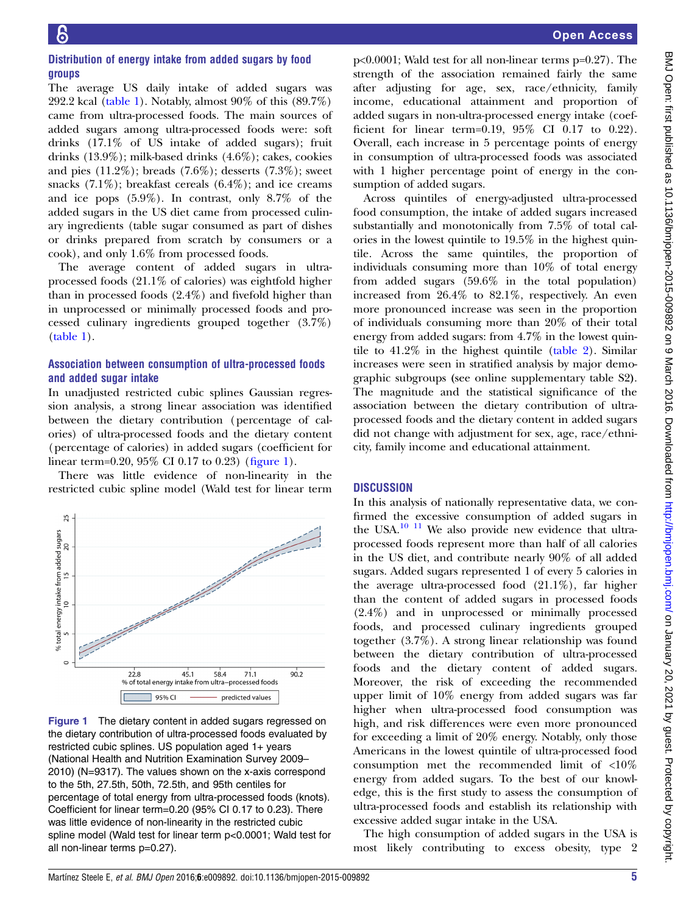## Distribution of energy intake from added sugars by food groups

The average US daily intake of added sugars was 292.2 kcal (table 1). Notably, almost 90% of this (89.7%) came from ultra-processed foods. The main sources of added sugars among ultra-processed foods were: soft drinks (17.1% of US intake of added sugars); fruit drinks (13.9%); milk-based drinks (4.6%); cakes, cookies and pies (11.2%); breads (7.6%); desserts (7.3%); sweet snacks (7.1%); breakfast cereals (6.4%); and ice creams and ice pops (5.9%). In contrast, only 8.7% of the added sugars in the US diet came from processed culinary ingredients (table sugar consumed as part of dishes or drinks prepared from scratch by consumers or a cook), and only 1.6% from processed foods.

The average content of added sugars in ultra-processed foods (21.1% of calories) was eightfold higher than in processed foods (2.4%) and fivefold higher than in unprocessed or minimally processed foods and processed culinary ingredients grouped together (3.7%) (table 1).

## Association between consumption of ultra-processed foods and added sugar intake

In unadjusted restricted cubic splines Gaussian regression analysis, a strong linear association was identified between the dietary contribution (percentage of calories) of ultra-processed foods and the dietary content (percentage of calories) in added sugars (coefficient for linear term=0.20, 95% CI 0.17 to 0.23) (figure 1).

There was little evidence of non-linearity in the restricted cubic spline model (Wald test for linear term p<0.0001; Wald test for all non-linear terms p=0.27). The strength of the association remained fairly the same after adjusting for age, sex, race/ethnicity, family income, educational attainment and proportion of added sugars in non-ultra-processed energy intake (coefficient for linear term=0.19, 95% CI 0.17 to 0.22). Overall, each increase in 5 percentage points of energy in consumption of ultra-processed foods was associated with 1 higher percentage point of energy in the consumption of added sugars.

Figure 1 The dietary content in added sugars regressed on the dietary contribution of ultra-processed foods evaluated by restricted cubic splines. US population aged 1+ years (National Health and Nutrition Examination Survey 2009–2010) (N=9317). The values shown on the x-axis correspond to the 5th, 27.5th, 50th, 72.5th, and 95th centiles for percentage of total energy from ultra-processed foods (knots). Coefficient for linear term=0.20 (95% CI 0.17 to 0.23). There was little evidence of non-linearity in the restricted cubic spline model (Wald test for linear term p<0.0001; Wald test for all non-linear terms p=0.27).

Across quintiles of energy-adjusted ultra-processed food consumption, the intake of added sugars increased substantially and monotonically from 7.5% of total calories in the lowest quintile to 19.5% in the highest quintile. Across the same quintiles, the proportion of individuals consuming more than 10% of total energy from added sugars (59.6% in the total population) increased from 26.4% to 82.1%, respectively. An even more pronounced increase was seen in the proportion of individuals consuming more than 20% of their total energy from added sugars: from 4.7% in the lowest quintile to 41.2% in the highest quintile (table 2). Similar increases were seen in stratified analysis by major demographic subgroups (see online supplementary table S2). The magnitude and the statistical significance of the association between the dietary contribution of ultra-processed foods and the dietary content in added sugars did not change with adjustment for sex, age, race/ethnicity, family income and educational attainment.

## DISCUSSION

In this analysis of nationally representative data, we confirmed the excessive consumption of added sugars in the USA.[10,11] We also provide new evidence that ultra-processed foods represent more than half of all calories in the US diet, and contribute nearly 90% of all added sugars. Added sugars represented 1 of every 5 calories in the average ultra-processed food (21.1%), far higher than the content of added sugars in processed foods (2.4%) and in unprocessed or minimally processed foods, and processed culinary ingredients grouped together (3.7%). A strong linear relationship was found between the dietary contribution of ultra-processed foods and the dietary content of added sugars. Moreover, the risk of exceeding the recommended upper limit of 10% energy from added sugars was far higher when ultra-processed food consumption was high, and risk differences were even more pronounced for exceeding a limit of 20% energy. Notably, only those Americans in the lowest quintile of ultra-processed food consumption met the recommended limit of <10% energy from added sugars. To the best of our knowledge, this is the first study to assess the consumption of ultra-processed foods and establish its relationship with excessive added sugar intake in the USA.

The high consumption of added sugars in the USA is most likely contributing to excess obesity, type 2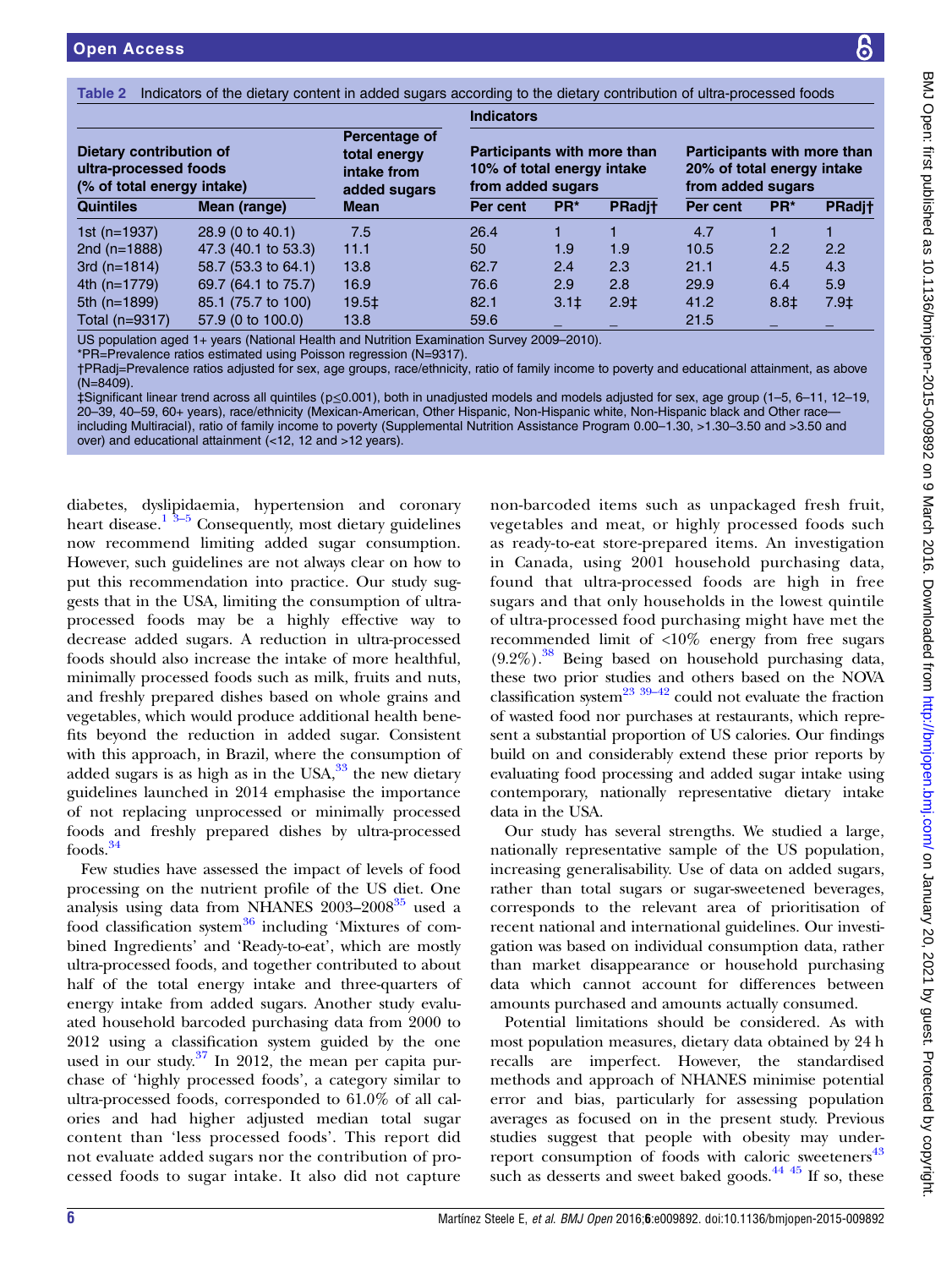**Table 2** Indicators of the dietary content in added sugars according to the dietary contribution of ultra-processed foods

| Dietary contribution of ultra-processed foods (% of total energy intake) | | Percentage of total energy intake from added sugars | Indicators | | | | | |
|---|---|---|---|---|---|---|---|---|
| | | | Participants with more than 10% of total energy intake from added sugars | | | Participants with more than 20% of total energy intake from added sugars | | |
| Quintiles | Mean (range) | Mean | Per cent | PR* | PRadj† | Per cent | PR* | PRadj† |
| 1st (n=1937) | 28.9 (0 to 40.1) | 7.5 | 26.4 | 1 | 1 | 4.7 | 1 | 1 |
| 2nd (n=1888) | 47.3 (40.1 to 53.3) | 11.1 | 50 | 1.9 | 1.9 | 10.5 | 2.2 | 2.2 |
| 3rd (n=1814) | 58.7 (53.3 to 64.1) | 13.8 | 62.7 | 2.4 | 2.3 | 21.1 | 4.5 | 4.3 |
| 4th (n=1779) | 69.7 (64.1 to 75.7) | 16.9 | 76.6 | 2.9 | 2.8 | 29.9 | 6.4 | 5.9 |
| 5th (n=1899) | 85.1 (75.7 to 100) | 19.5‡ | 82.1 | 3.1‡ | 2.9‡ | 41.2 | 8.8‡ | 7.9‡ |
| Total (n=9317) | 57.9 (0 to 100.0) | 13.8 | 59.6 | – | – | 21.5 | – | – |

US population aged 1+ years (National Health and Nutrition Examination Survey 2009–2010).
*PR=Prevalence ratios estimated using Poisson regression (N=9317).
†PRadj=Prevalence ratios adjusted for sex, age groups, race/ethnicity, ratio of family income to poverty and educational attainment, as above (N=8409).
‡Significant linear trend across all quintiles (p≤0.001), both in unadjusted models and models adjusted for sex, age group (1–5, 6–11, 12–19, 20–39, 40–59, 60+ years), race/ethnicity (Mexican-American, Other Hispanic, Non-Hispanic white, Non-Hispanic black and Other race—including Multiracial), ratio of family income to poverty (Supplemental Nutrition Assistance Program 0.00–1.30, >1.30–3.50 and >3.50 and over) and educational attainment (<12, 12 and >12 years).

diabetes, dyslipidaemia, hypertension and coronary heart disease.[1 3–5] Consequently, most dietary guidelines now recommend limiting added sugar consumption. However, such guidelines are not always clear on how to put this recommendation into practice. Our study suggests that in the USA, limiting the consumption of ultra-processed foods may be a highly effective way to decrease added sugars. A reduction in ultra-processed foods should also increase the intake of more healthful, minimally processed foods such as milk, fruits and nuts, and freshly prepared dishes based on whole grains and vegetables, which would produce additional health benefits beyond the reduction in added sugar. Consistent with this approach, in Brazil, where the consumption of added sugars is as high as in the USA,[33] the new dietary guidelines launched in 2014 emphasise the importance of not replacing unprocessed or minimally processed foods and freshly prepared dishes by ultra-processed foods.[34]

Few studies have assessed the impact of levels of food processing on the nutrient profile of the US diet. One analysis using data from NHANES 2003–2008[35] used a food classification system[36] including 'Mixtures of combined Ingredients' and 'Ready-to-eat', which are mostly ultra-processed foods, and together contributed to about half of the total energy intake and three-quarters of energy intake from added sugars. Another study evaluated household barcoded purchasing data from 2000 to 2012 using a classification system guided by the one used in our study.[37] In 2012, the mean per capita purchase of 'highly processed foods', a category similar to ultra-processed foods, corresponded to 61.0% of all calories and had higher adjusted median total sugar content than 'less processed foods'. This report did not evaluate added sugars nor the contribution of processed foods to sugar intake. It also did not capture non-barcoded items such as unpackaged fresh fruit, vegetables and meat, or highly processed foods such as ready-to-eat store-prepared items. An investigation in Canada, using 2001 household purchasing data, found that ultra-processed foods are high in free sugars and that only households in the lowest quintile of ultra-processed food purchasing might have met the recommended limit of <10% energy from free sugars (9.2%).[38] Being based on household purchasing data, these two prior studies and others based on the NOVA classification system[23 39–42] could not evaluate the fraction of wasted food nor purchases at restaurants, which represent a substantial proportion of US calories. Our findings build on and considerably extend these prior reports by evaluating food processing and added sugar intake using contemporary, nationally representative dietary intake data in the USA.

Our study has several strengths. We studied a large, nationally representative sample of the US population, increasing generalisability. Use of data on added sugars, rather than total sugars or sugar-sweetened beverages, corresponds to the relevant area of prioritisation of recent national and international guidelines. Our investigation was based on individual consumption data, rather than market disappearance or household purchasing data which cannot account for differences between amounts purchased and amounts actually consumed.

Potential limitations should be considered. As with most population measures, dietary data obtained by 24 h recalls are imperfect. However, the standardised methods and approach of NHANES minimise potential error and bias, particularly for assessing population averages as focused on in the present study. Previous studies suggest that people with obesity may under-report consumption of foods with caloric sweeteners[43] such as desserts and sweet baked goods.[44 45] If so, these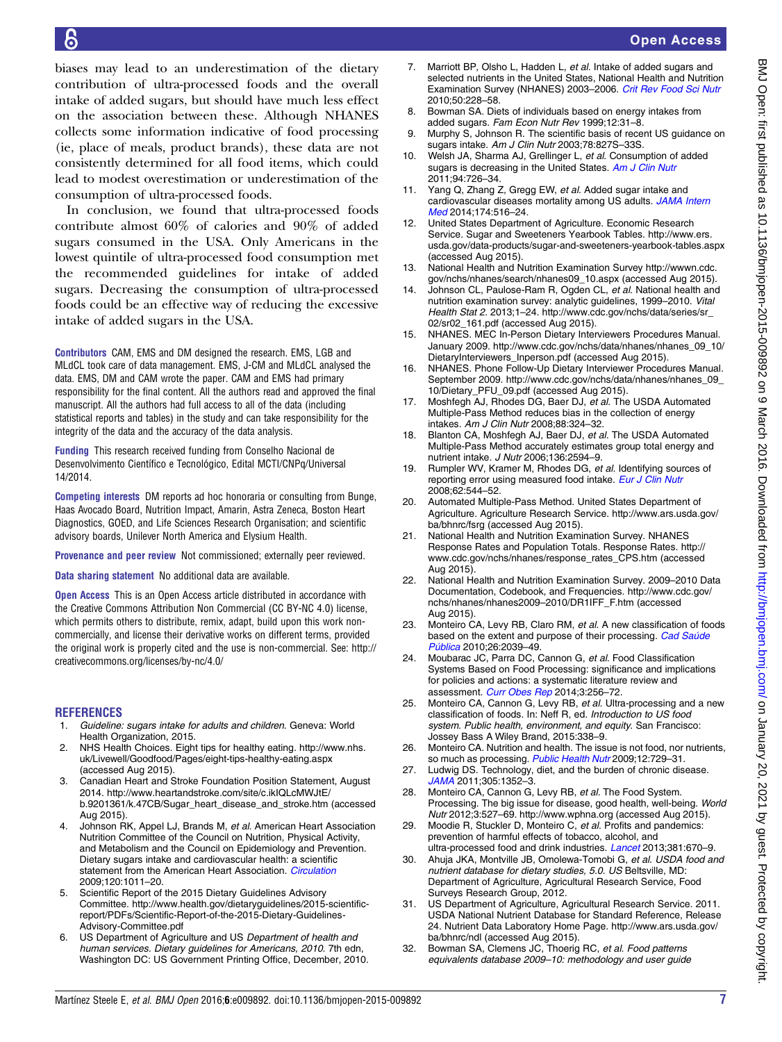biases may lead to an underestimation of the dietary contribution of ultra-processed foods and the overall intake of added sugars, but should have much less effect on the association between these. Although NHANES collects some information indicative of food processing (ie, place of meals, product brands), these data are not consistently determined for all food items, which could lead to modest overestimation or underestimation of the consumption of ultra-processed foods.

In conclusion, we found that ultra-processed foods contribute almost 60% of calories and 90% of added sugars consumed in the USA. Only Americans in the lowest quintile of ultra-processed food consumption met the recommended guidelines for intake of added sugars. Decreasing the consumption of ultra-processed foods could be an effective way of reducing the excessive intake of added sugars in the USA.

**Contributors** CAM, EMS and DM designed the research. EMS, LGB and MLdCL took care of data management. EMS, J-CM and MLdCL analysed the data. EMS, DM and CAM wrote the paper. CAM and EMS had primary responsibility for the final content. All the authors read and approved the final manuscript. All the authors had full access to all of the data (including statistical reports and tables) in the study and can take responsibility for the integrity of the data and the accuracy of the data analysis.

**Funding** This research received funding from Conselho Nacional de Desenvolvimento Científico e Tecnológico, Edital MCTI/CNPq/Universal 14/2014.

**Competing interests** DM reports ad hoc honoraria or consulting from Bunge, Haas Avocado Board, Nutrition Impact, Amarin, Astra Zeneca, Boston Heart Diagnostics, GOED, and Life Sciences Research Organisation; and scientific advisory boards, Unilever North America and Elysium Health.

**Provenance and peer review** Not commissioned; externally peer reviewed.

**Data sharing statement** No additional data are available.

**Open Access** This is an Open Access article distributed in accordance with the Creative Commons Attribution Non Commercial (CC BY-NC 4.0) license, which permits others to distribute, remix, adapt, build upon this work non-commercially, and license their derivative works on different terms, provided the original work is properly cited and the use is non-commercial. See: http://creativecommons.org/licenses/by-nc/4.0/

## REFERENCES

1. *Guideline: sugars intake for adults and children*. Geneva: World Health Organization, 2015.
2. NHS Health Choices. Eight tips for healthy eating. http://www.nhs.uk/Livewell/Goodfood/Pages/eight-tips-healthy-eating.aspx (accessed Aug 2015).
3. Canadian Heart and Stroke Foundation Position Statement, August 2014. http://www.heartandstroke.com/site/c.ikIQLcMWJtE/b.9201361/k.47CB/Sugar_heart_disease_and_stroke.htm (accessed Aug 2015).
4. Johnson RK, Appel LJ, Brands M, *et al*. American Heart Association Nutrition Committee of the Council on Nutrition, Physical Activity, and Metabolism and the Council on Epidemiology and Prevention. Dietary sugars intake and cardiovascular health: a scientific statement from the American Heart Association. *Circulation* 2009;120:1011–20.
5. Scientific Report of the 2015 Dietary Guidelines Advisory Committee. http://www.health.gov/dietaryguidelines/2015-scientific-report/PDFs/Scientific-Report-of-the-2015-Dietary-Guidelines-Advisory-Committee.pdf
6. US Department of Agriculture and US *Department of health and human services. Dietary guidelines for Americans, 2010*. 7th edn, Washington DC: US Government Printing Office, December, 2010.
7. Marriott BP, Olsho L, Hadden L, *et al*. Intake of added sugars and selected nutrients in the United States, National Health and Nutrition Examination Survey (NHANES) 2003–2006. *Crit Rev Food Sci Nutr* 2010;50:228–58.
8. Bowman SA. Diets of individuals based on energy intakes from added sugars. *Fam Econ Nutr Rev* 1999;12:31–8.
9. Murphy S, Johnson R. The scientific basis of recent US guidance on sugars intake. *Am J Clin Nutr* 2003;78:827S–33S.
10. Welsh JA, Sharma AJ, Grellinger L, *et al*. Consumption of added sugars is decreasing in the United States. *Am J Clin Nutr* 2011;94:726–34.
11. Yang Q, Zhang Z, Gregg EW, *et al*. Added sugar intake and cardiovascular diseases mortality among US adults. *JAMA Intern Med* 2014;174:516–24.
12. United States Department of Agriculture. Economic Research Service. Sugar and Sweeteners Yearbook Tables. http://www.ers.usda.gov/data-products/sugar-and-sweeteners-yearbook-tables.aspx (accessed Aug 2015).
13. National Health and Nutrition Examination Survey http://wwwn.cdc.gov/nchs/nhanes/search/nhanes09_10.aspx (accessed Aug 2015).
14. Johnson CL, Paulose-Ram R, Ogden CL, *et al*. National health and nutrition examination survey: analytic guidelines, 1999–2010. *Vital Health Stat 2*. 2013;1–24. http://www.cdc.gov/nchs/data/series/sr_02/sr02_161.pdf (accessed Aug 2015).
15. NHANES. MEC In-Person Dietary Interviewers Procedures Manual. January 2009. http://www.cdc.gov/nchs/data/nhanes/nhanes_09_10/DietaryInterviewers_Inperson.pdf (accessed Aug 2015).
16. NHANES. Phone Follow-Up Dietary Interviewer Procedures Manual. September 2009. http://www.cdc.gov/nchs/data/nhanes/nhanes_09_10/Dietary_PFU_09.pdf (accessed Aug 2015).
17. Moshfegh AJ, Rhodes DG, Baer DJ, *et al*. The USDA Automated Multiple-Pass Method reduces bias in the collection of energy intakes. *Am J Clin Nutr* 2008;88:324–32.
18. Blanton CA, Moshfegh AJ, Baer DJ, *et al*. The USDA Automated Multiple-Pass Method accurately estimates group total energy and nutrient intake. *J Nutr* 2006;136:2594–9.
19. Rumpler WV, Kramer M, Rhodes DG, *et al*. Identifying sources of reporting error using measured food intake. *Eur J Clin Nutr* 2008;62:544–52.
20. Automated Multiple-Pass Method. United States Department of Agriculture. Agriculture Research Service. http://www.ars.usda.gov/ba/bhnrc/fsrg (accessed Aug 2015).
21. National Health and Nutrition Examination Survey. NHANES Response Rates and Population Totals. Response Rates. http://www.cdc.gov/nchs/nhanes/response_rates_CPS.htm (accessed Aug 2015).
22. National Health and Nutrition Examination Survey. 2009–2010 Data Documentation, Codebook, and Frequencies. http://www.cdc.gov/nchs/nhanes/nhanes2009–2010/DR1IFF_F.htm (accessed Aug 2015).
23. Monteiro CA, Levy RB, Claro RM, *et al*. A new classification of foods based on the extent and purpose of their processing. *Cad Saúde Pública* 2010;26:2039–49.
24. Moubarac JC, Parra DC, Cannon G, *et al*. Food Classification Systems Based on Food Processing: significance and implications for policies and actions: a systematic literature review and assessment. *Curr Obes Rep* 2014;3:256–72.
25. Monteiro CA, Cannon G, Levy RB, *et al*. Ultra-processing and a new classification of foods. In: Neff R, ed. *Introduction to US food system. Public health, environment, and equity*. San Francisco: Jossey Bass A Wiley Brand, 2015:338–9.
26. Monteiro CA. Nutrition and health. The issue is not food, nor nutrients, so much as processing. *Public Health Nutr* 2009;12:729–31.
27. Ludwig DS. Technology, diet, and the burden of chronic disease. *JAMA* 2011;305:1352–3.
28. Monteiro CA, Cannon G, Levy RB, *et al*. The Food System. Processing. The big issue for disease, good health, well-being. *World Nutr* 2012;3:527–69. http://www.wphna.org (accessed Aug 2015).
29. Moodie R, Stuckler D, Monteiro C, *et al*. Profits and pandemics: prevention of harmful effects of tobacco, alcohol, and ultra-processed food and drink industries. *Lancet* 2013;381:670–9.
30. Ahuja JKA, Montville JB, Omolewa-Tomobi G, *et al*. *USDA food and nutrient database for dietary studies, 5.0. US* Beltsville, MD: Department of Agriculture, Agricultural Research Service, Food Surveys Research Group, 2012.
31. US Department of Agriculture, Agricultural Research Service. 2011. USDA National Nutrient Database for Standard Reference, Release 24. Nutrient Data Laboratory Home Page. http://www.ars.usda.gov/ba/bhnrc/ndl (accessed Aug 2015).
32. Bowman SA, Clemens JC, Thoerig RC, *et al*. *Food patterns equivalents database 2009–10: methodology and user guide*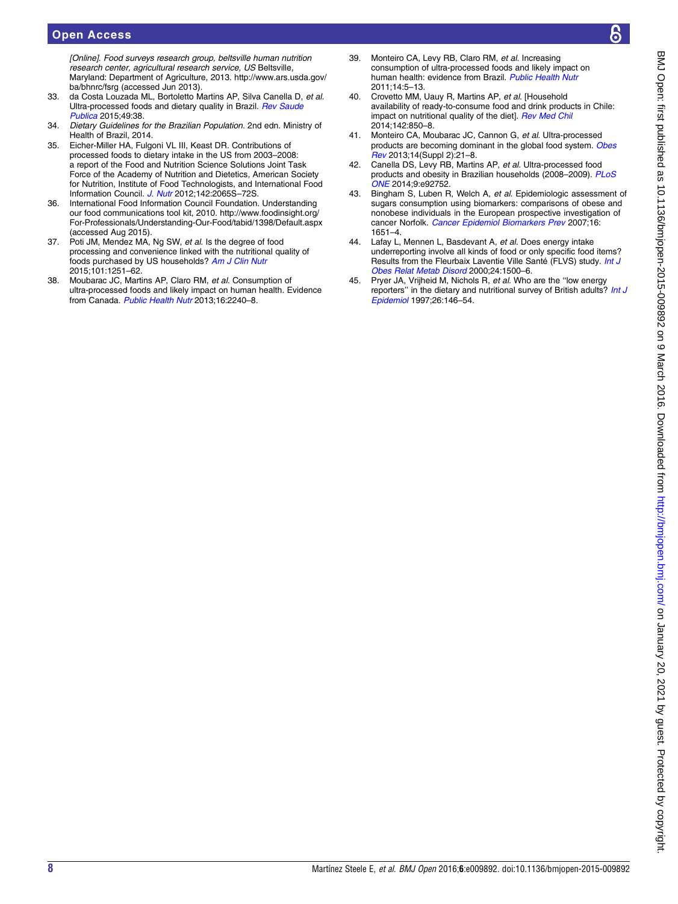*[Online]. Food surveys research group, beltsville human nutrition research center, agricultural research service, US* Beltsville, Maryland: Department of Agriculture, 2013. http://www.ars.usda.gov/ba/bhnrc/fsrg (accessed Jun 2013).

33. da Costa Louzada ML, Bortoletto Martins AP, Silva Canella D, *et al*. Ultra-processed foods and dietary quality in Brazil. *Rev Saude Publica* 2015;49:38.
34. *Dietary Guidelines for the Brazilian Population*. 2nd edn. Ministry of Health of Brazil, 2014.
35. Eicher-Miller HA, Fulgoni VL III, Keast DR. Contributions of processed foods to dietary intake in the US from 2003–2008: a report of the Food and Nutrition Science Solutions Joint Task Force of the Academy of Nutrition and Dietetics, American Society for Nutrition, Institute of Food Technologists, and International Food Information Council. *J. Nutr* 2012;142:2065S–72S.
36. International Food Information Council Foundation. Understanding our food communications tool kit, 2010. http://www.foodinsight.org/For-Professionals/Understanding-Our-Food/tabid/1398/Default.aspx (accessed Aug 2015).
37. Poti JM, Mendez MA, Ng SW, *et al*. Is the degree of food processing and convenience linked with the nutritional quality of foods purchased by US households? *Am J Clin Nutr* 2015;101:1251–62.
38. Moubarac JC, Martins AP, Claro RM, *et al*. Consumption of ultra-processed foods and likely impact on human health. Evidence from Canada. *Public Health Nutr* 2013;16:2240–8.
39. Monteiro CA, Levy RB, Claro RM, *et al*. Increasing consumption of ultra-processed foods and likely impact on human health: evidence from Brazil. *Public Health Nutr* 2011;14:5–13.
40. Crovetto MM, Uauy R, Martins AP, *et al*. [Household availability of ready-to-consume food and drink products in Chile: impact on nutritional quality of the diet]. *Rev Med Chil* 2014;142:850–8.
41. Monteiro CA, Moubarac JC, Cannon G, *et al*. Ultra-processed products are becoming dominant in the global food system. *Obes Rev* 2013;14(Suppl 2):21–8.
42. Canella DS, Levy RB, Martins AP, *et al*. Ultra-processed food products and obesity in Brazilian households (2008–2009). *PLoS ONE* 2014;9:e92752.
43. Bingham S, Luben R, Welch A, *et al*. Epidemiologic assessment of sugars consumption using biomarkers: comparisons of obese and nonobese individuals in the European prospective investigation of cancer Norfolk. *Cancer Epidemiol Biomarkers Prev* 2007;16:1651–4.
44. Lafay L, Mennen L, Basdevant A, *et al*. Does energy intake underreporting involve all kinds of food or only specific food items? Results from the Fleurbaix Laventie Ville Santé (FLVS) study. *Int J Obes Relat Metab Disord* 2000;24:1500–6.
45. Pryer JA, Vrijheid M, Nichols R, *et al*. Who are the "low energy reporters" in the dietary and nutritional survey of British adults? *Int J Epidemiol* 1997;26:146–54.